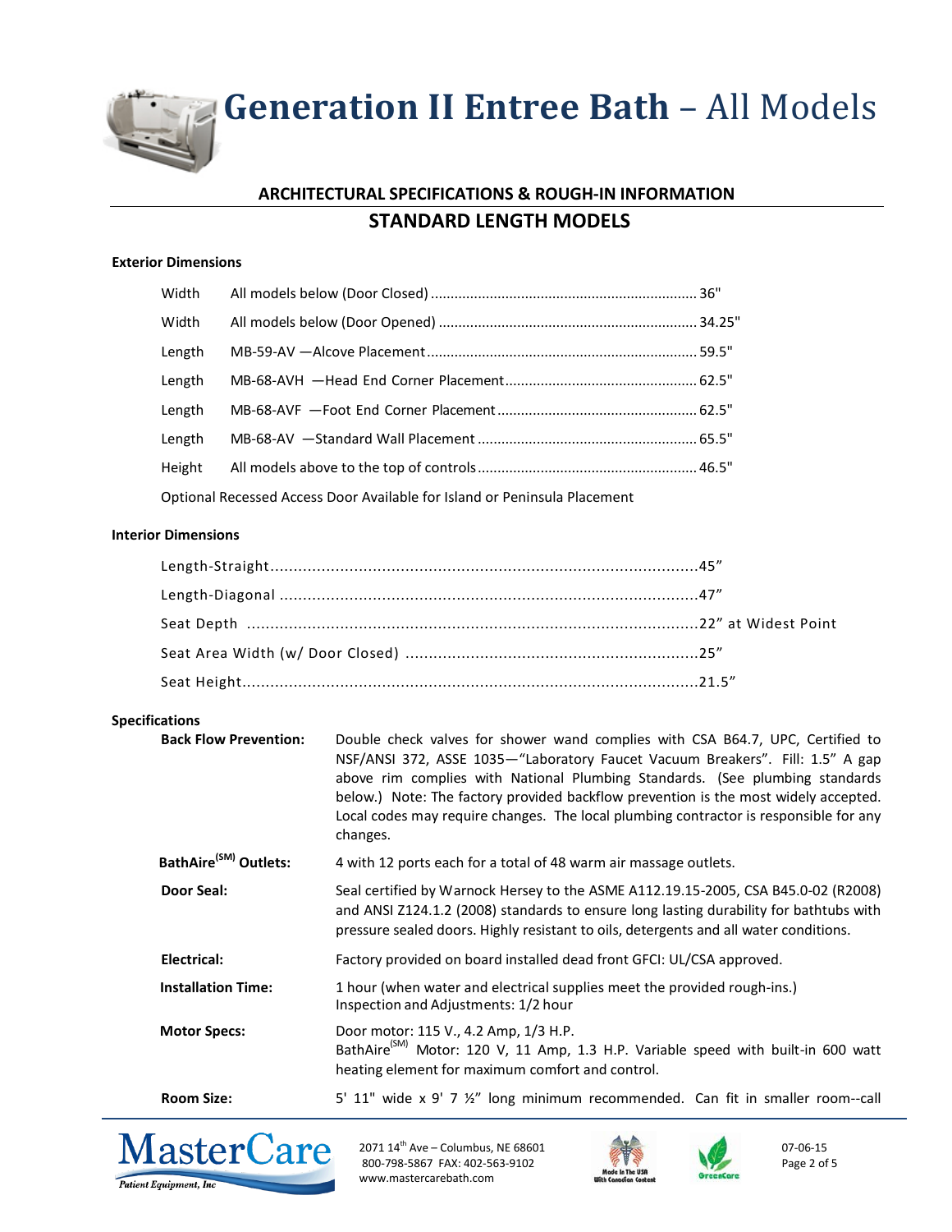# Generation II Entree Bath – All Models

## ARCHITECTURAL SPECIFICATIONS & ROUGH-IN INFORMATION

## STANDARD LENGTH MODELS

### Exterior Dimensions

| | | |
|---|---|---|
| Width | All models below (Door Closed) | 36" |
| Width | All models below (Door Opened) | 34.25" |
| Length | MB-59-AV —Alcove Placement | 59.5" |
| Length | MB-68-AVH —Head End Corner Placement | 62.5" |
| Length | MB-68-AVF —Foot End Corner Placement | 62.5" |
| Length | MB-68-AV —Standard Wall Placement | 65.5" |
| Height | All models above to the top of controls | 46.5" |

Optional Recessed Access Door Available for Island or Peninsula Placement

### Interior Dimensions

| | |
|---|---|
| Length-Straight | 45” |
| Length-Diagonal | 47” |
| Seat Depth | 22” at Widest Point |
| Seat Area Width (w/ Door Closed) | 25” |
| Seat Height | 21.5” |

### Specifications

**Back Flow Prevention:** Double check valves for shower wand complies with CSA B64.7, UPC, Certified to NSF/ANSI 372, ASSE 1035—“Laboratory Faucet Vacuum Breakers”. Fill: 1.5” A gap above rim complies with National Plumbing Standards. (See plumbing standards below.) Note: The factory provided backflow prevention is the most widely accepted. Local codes may require changes. The local plumbing contractor is responsible for any changes.

**BathAire(SM) Outlets:** 4 with 12 ports each for a total of 48 warm air massage outlets.

**Door Seal:** Seal certified by Warnock Hersey to the ASME A112.19.15-2005, CSA B45.0-02 (R2008) and ANSI Z124.1.2 (2008) standards to ensure long lasting durability for bathtubs with pressure sealed doors. Highly resistant to oils, detergents and all water conditions.

**Electrical:** Factory provided on board installed dead front GFCI: UL/CSA approved.

**Installation Time:** 1 hour (when water and electrical supplies meet the provided rough-ins.)
Inspection and Adjustments: 1/2 hour

**Motor Specs:** Door motor: 115 V., 4.2 Amp, 1/3 H.P.
BathAire(SM) Motor: 120 V, 11 Amp, 1.3 H.P. Variable speed with built-in 600 watt heating element for maximum comfort and control.

**Room Size:** 5' 11" wide x 9' 7 ½” long minimum recommended. Can fit in smaller room--call

MasterCare Patient Equipment, Inc
2071 14th Ave – Columbus, NE 68601
800-798-5867 FAX: 402-563-9102
www.mastercarebath.com

Made In The USA With Canadian Content

GreenCare

07-06-15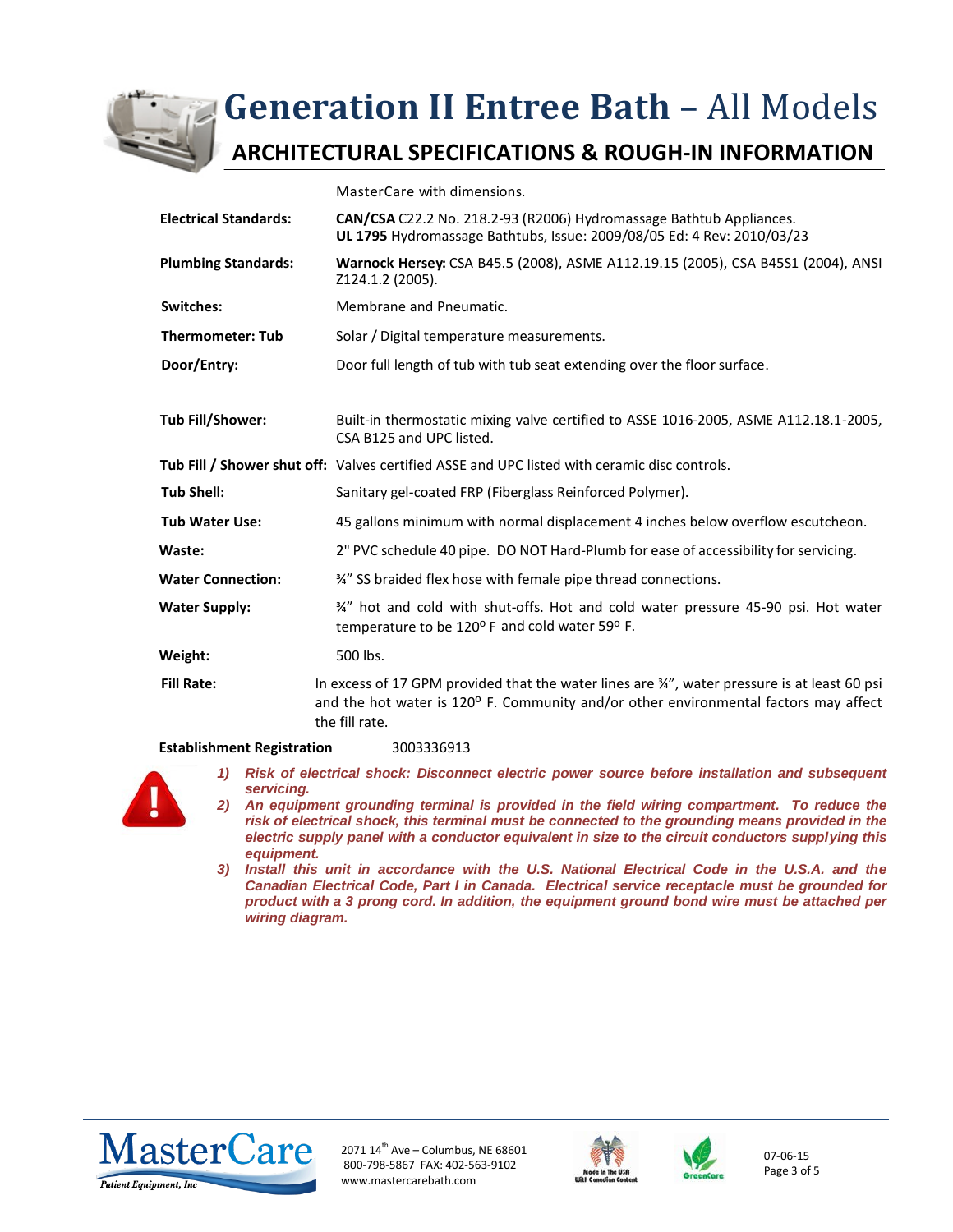# Generation II Entree Bath – All Models

## ARCHITECTURAL SPECIFICATIONS & ROUGH-IN INFORMATION

| | |
|---|---|
| | MasterCare with dimensions. |
| **Electrical Standards:** | **CAN/CSA** C22.2 No. 218.2-93 (R2006) Hydromassage Bathtub Appliances. **UL 1795** Hydromassage Bathtubs, Issue: 2009/08/05 Ed: 4 Rev: 2010/03/23 |
| **Plumbing Standards:** | **Warnock Hersey:** CSA B45.5 (2008), ASME A112.19.15 (2005), CSA B45S1 (2004), ANSI Z124.1.2 (2005). |
| **Switches:** | Membrane and Pneumatic. |
| **Thermometer: Tub** | Solar / Digital temperature measurements. |
| **Door/Entry:** | Door full length of tub with tub seat extending over the floor surface. |
| **Tub Fill/Shower:** | Built-in thermostatic mixing valve certified to ASSE 1016-2005, ASME A112.18.1-2005, CSA B125 and UPC listed. |
| **Tub Fill / Shower shut off:** | Valves certified ASSE and UPC listed with ceramic disc controls. |
| **Tub Shell:** | Sanitary gel-coated FRP (Fiberglass Reinforced Polymer). |
| **Tub Water Use:** | 45 gallons minimum with normal displacement 4 inches below overflow escutcheon. |
| **Waste:** | 2" PVC schedule 40 pipe. DO NOT Hard-Plumb for ease of accessibility for servicing. |
| **Water Connection:** | ¾" SS braided flex hose with female pipe thread connections. |
| **Water Supply:** | ¾" hot and cold with shut-offs. Hot and cold water pressure 45-90 psi. Hot water temperature to be 120º F and cold water 59º F. |
| **Weight:** | 500 lbs. |
| **Fill Rate:** | In excess of 17 GPM provided that the water lines are ¾", water pressure is at least 60 psi and the hot water is 120º F. Community and/or other environmental factors may affect the fill rate. |
| **Establishment Registration** | 3003336913 |

1) ***Risk of electrical shock: Disconnect electric power source before installation and subsequent servicing.***
2) ***An equipment grounding terminal is provided in the field wiring compartment. To reduce the risk of electrical shock, this terminal must be connected to the grounding means provided in the electric supply panel with a conductor equivalent in size to the circuit conductors supplying this equipment.***
3) ***Install this unit in accordance with the U.S. National Electrical Code in the U.S.A. and the Canadian Electrical Code, Part I in Canada. Electrical service receptacle must be grounded for product with a 3 prong cord. In addition, the equipment ground bond wire must be attached per wiring diagram.***

MasterCare Patient Equipment, Inc

2071 14th Ave – Columbus, NE 68601
800-798-5867 FAX: 402-563-9102
www.mastercarebath.com

Made in The USA With Canadian Content

GreenCare

07-06-15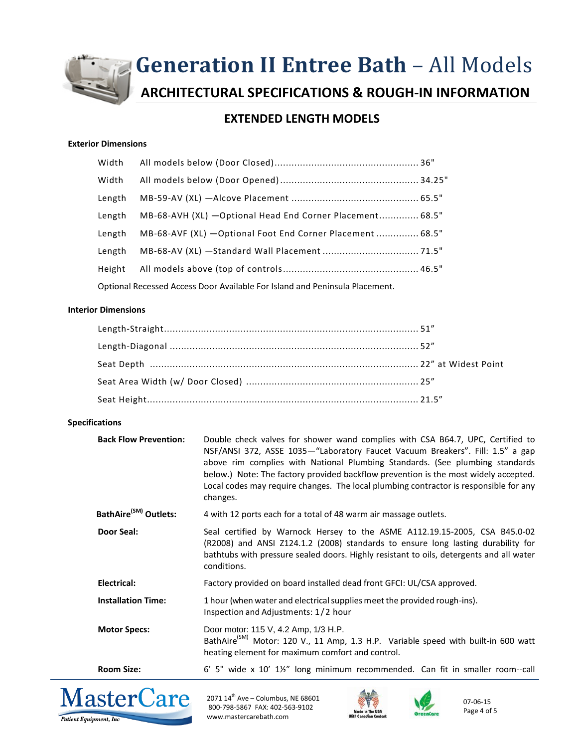# Generation II Entree Bath – All Models

## ARCHITECTURAL SPECIFICATIONS & ROUGH-IN INFORMATION

### EXTENDED LENGTH MODELS

**Exterior Dimensions**

| | | |
|---|---|---|
| Width | All models below (Door Closed) | 36" |
| Width | All models below (Door Opened) | 34.25" |
| Length | MB-59-AV (XL) —Alcove Placement | 65.5" |
| Length | MB-68-AVH (XL) —Optional Head End Corner Placement | 68.5" |
| Length | MB-68-AVF (XL) —Optional Foot End Corner Placement | 68.5" |
| Length | MB-68-AV (XL) —Standard Wall Placement | 71.5" |
| Height | All models above (top of controls | 46.5" |

Optional Recessed Access Door Available For Island and Peninsula Placement.

**Interior Dimensions**

| | |
|---|---|
| Length-Straight | 51" |
| Length-Diagonal | 52" |
| Seat Depth | 22" at Widest Point |
| Seat Area Width (w/ Door Closed) | 25" |
| Seat Height | 21.5" |

**Specifications**

**Back Flow Prevention:** Double check valves for shower wand complies with CSA B64.7, UPC, Certified to NSF/ANSI 372, ASSE 1035—"Laboratory Faucet Vacuum Breakers". Fill: 1.5" a gap above rim complies with National Plumbing Standards. (See plumbing standards below.) Note: The factory provided backflow prevention is the most widely accepted. Local codes may require changes. The local plumbing contractor is responsible for any changes.

**BathAire(SM) Outlets:** 4 with 12 ports each for a total of 48 warm air massage outlets.

**Door Seal:** Seal certified by Warnock Hersey to the ASME A112.19.15-2005, CSA B45.0-02 (R2008) and ANSI Z124.1.2 (2008) standards to ensure long lasting durability for bathtubs with pressure sealed doors. Highly resistant to oils, detergents and all water conditions.

**Electrical:** Factory provided on board installed dead front GFCI: UL/CSA approved.

**Installation Time:** 1 hour (when water and electrical supplies meet the provided rough-ins).
Inspection and Adjustments: 1/2 hour

**Motor Specs:** Door motor: 115 V, 4.2 Amp, 1/3 H.P.
BathAire(SM) Motor: 120 V., 11 Amp, 1.3 H.P. Variable speed with built-in 600 watt heating element for maximum comfort and control.

**Room Size:** 6' 5" wide x 10' 1½" long minimum recommended. Can fit in smaller room--call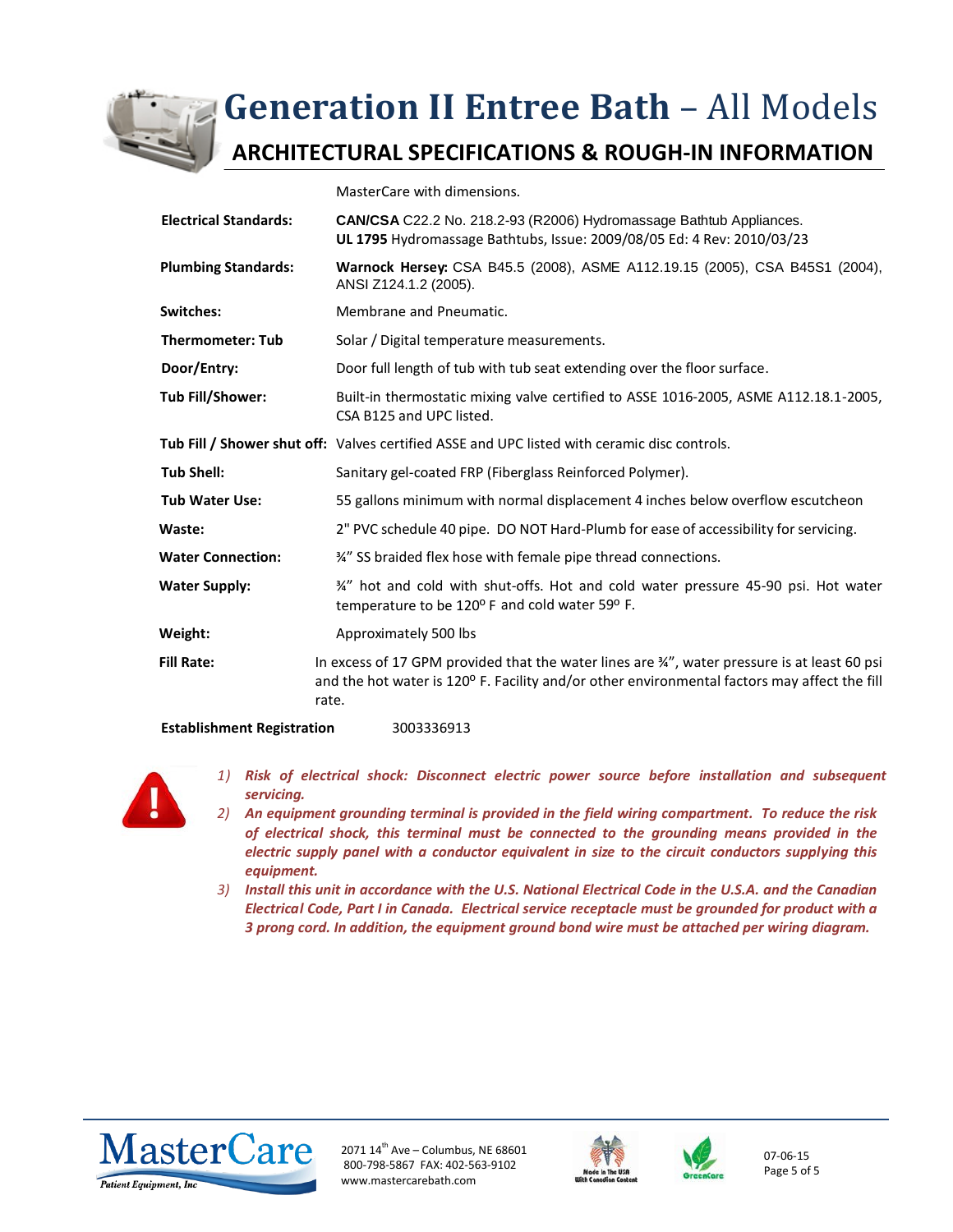# Generation II Entree Bath – All Models

## ARCHITECTURAL SPECIFICATIONS & ROUGH-IN INFORMATION

| | |
|---|---|
| | MasterCare with dimensions. |
| **Electrical Standards:** | **CAN/CSA** C22.2 No. 218.2-93 (R2006) Hydromassage Bathtub Appliances.<br>**UL 1795** Hydromassage Bathtubs, Issue: 2009/08/05 Ed: 4 Rev: 2010/03/23 |
| **Plumbing Standards:** | **Warnock Hersey:** CSA B45.5 (2008), ASME A112.19.15 (2005), CSA B45S1 (2004), ANSI Z124.1.2 (2005). |
| **Switches:** | Membrane and Pneumatic. |
| **Thermometer: Tub** | Solar / Digital temperature measurements. |
| **Door/Entry:** | Door full length of tub with tub seat extending over the floor surface. |
| **Tub Fill/Shower:** | Built-in thermostatic mixing valve certified to ASSE 1016-2005, ASME A112.18.1-2005, CSA B125 and UPC listed. |
| **Tub Fill / Shower shut off:** | Valves certified ASSE and UPC listed with ceramic disc controls. |
| **Tub Shell:** | Sanitary gel-coated FRP (Fiberglass Reinforced Polymer). |
| **Tub Water Use:** | 55 gallons minimum with normal displacement 4 inches below overflow escutcheon |
| **Waste:** | 2" PVC schedule 40 pipe. DO NOT Hard-Plumb for ease of accessibility for servicing. |
| **Water Connection:** | ¾" SS braided flex hose with female pipe thread connections. |
| **Water Supply:** | ¾" hot and cold with shut-offs. Hot and cold water pressure 45-90 psi. Hot water temperature to be 120º F and cold water 59º F. |
| **Weight:** | Approximately 500 lbs |
| **Fill Rate:** | In excess of 17 GPM provided that the water lines are ¾", water pressure is at least 60 psi and the hot water is 120º F. Facility and/or other environmental factors may affect the fill rate. |
| **Establishment Registration** | 3003336913 |

1) ***Risk of electrical shock: Disconnect electric power source before installation and subsequent servicing.***
2) ***An equipment grounding terminal is provided in the field wiring compartment. To reduce the risk of electrical shock, this terminal must be connected to the grounding means provided in the electric supply panel with a conductor equivalent in size to the circuit conductors supplying this equipment.***
3) ***Install this unit in accordance with the U.S. National Electrical Code in the U.S.A. and the Canadian Electrical Code, Part I in Canada. Electrical service receptacle must be grounded for product with a 3 prong cord. In addition, the equipment ground bond wire must be attached per wiring diagram.***

MasterCare Patient Equipment, Inc

2071 14th Ave – Columbus, NE 68601
800-798-5867 FAX: 402-563-9102
www.mastercarebath.com

Made in The USA With Canadian Content

GreenCare

07-06-15